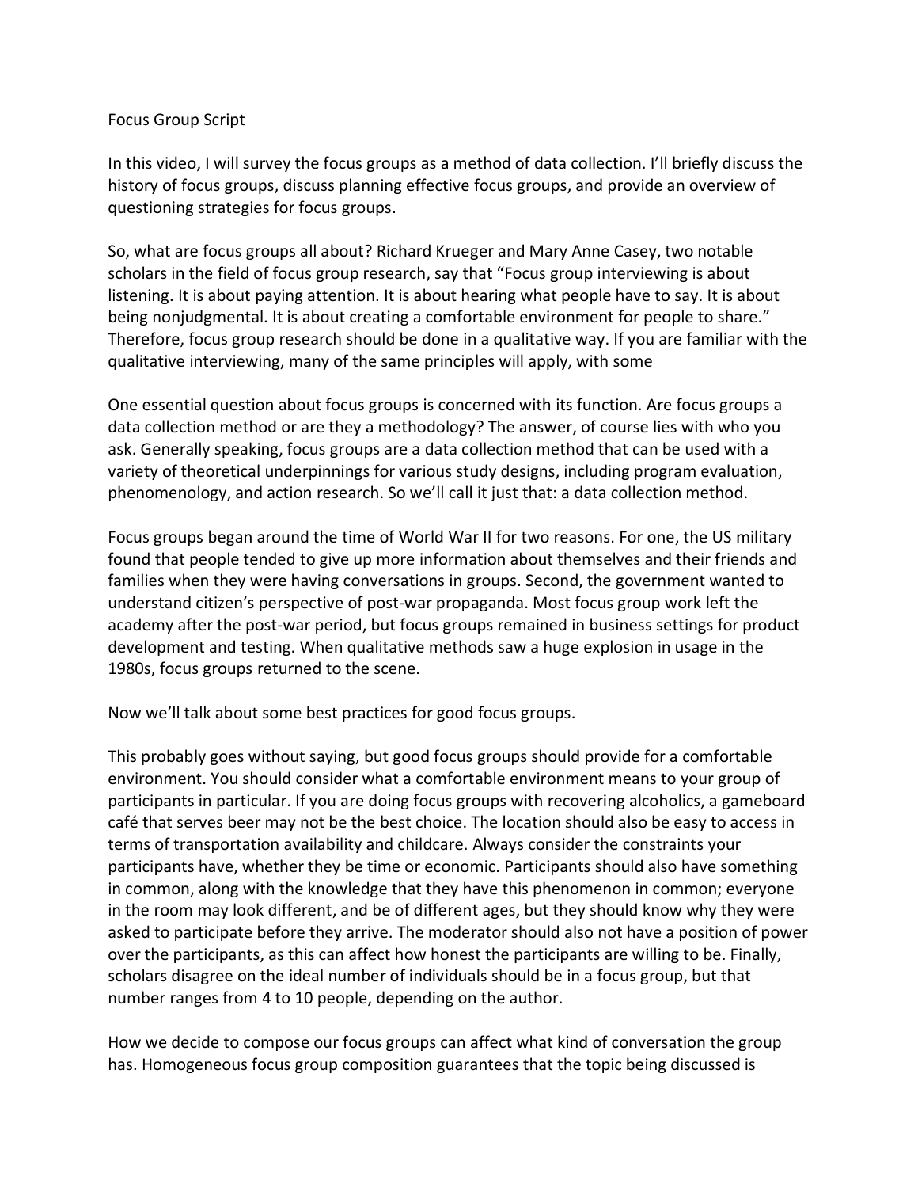# Focus Group Script

In this video, I will survey the focus groups as a method of data collection. I'll briefly discuss the history of focus groups, discuss planning effective focus groups, and provide an overview of questioning strategies for focus groups.

So, what are focus groups all about? Richard Krueger and Mary Anne Casey, two notable scholars in the field of focus group research, say that "Focus group interviewing is about listening. It is about paying attention. It is about hearing what people have to say. It is about being nonjudgmental. It is about creating a comfortable environment for people to share." Therefore, focus group research should be done in a qualitative way. If you are familiar with the qualitative interviewing, many of the same principles will apply, with some

One essential question about focus groups is concerned with its function. Are focus groups a data collection method or are they a methodology? The answer, of course lies with who you ask. Generally speaking, focus groups are a data collection method that can be used with a variety of theoretical underpinnings for various study designs, including program evaluation, phenomenology, and action research. So we'll call it just that: a data collection method.

Focus groups began around the time of World War II for two reasons. For one, the US military found that people tended to give up more information about themselves and their friends and families when they were having conversations in groups. Second, the government wanted to understand citizen's perspective of post-war propaganda. Most focus group work left the academy after the post-war period, but focus groups remained in business settings for product development and testing. When qualitative methods saw a huge explosion in usage in the 1980s, focus groups returned to the scene.

Now we'll talk about some best practices for good focus groups.

This probably goes without saying, but good focus groups should provide for a comfortable environment. You should consider what a comfortable environment means to your group of participants in particular. If you are doing focus groups with recovering alcoholics, a gameboard café that serves beer may not be the best choice. The location should also be easy to access in terms of transportation availability and childcare. Always consider the constraints your participants have, whether they be time or economic. Participants should also have something in common, along with the knowledge that they have this phenomenon in common; everyone in the room may look different, and be of different ages, but they should know why they were asked to participate before they arrive. The moderator should also not have a position of power over the participants, as this can affect how honest the participants are willing to be. Finally, scholars disagree on the ideal number of individuals should be in a focus group, but that number ranges from 4 to 10 people, depending on the author.

How we decide to compose our focus groups can affect what kind of conversation the group has. Homogeneous focus group composition guarantees that the topic being discussed is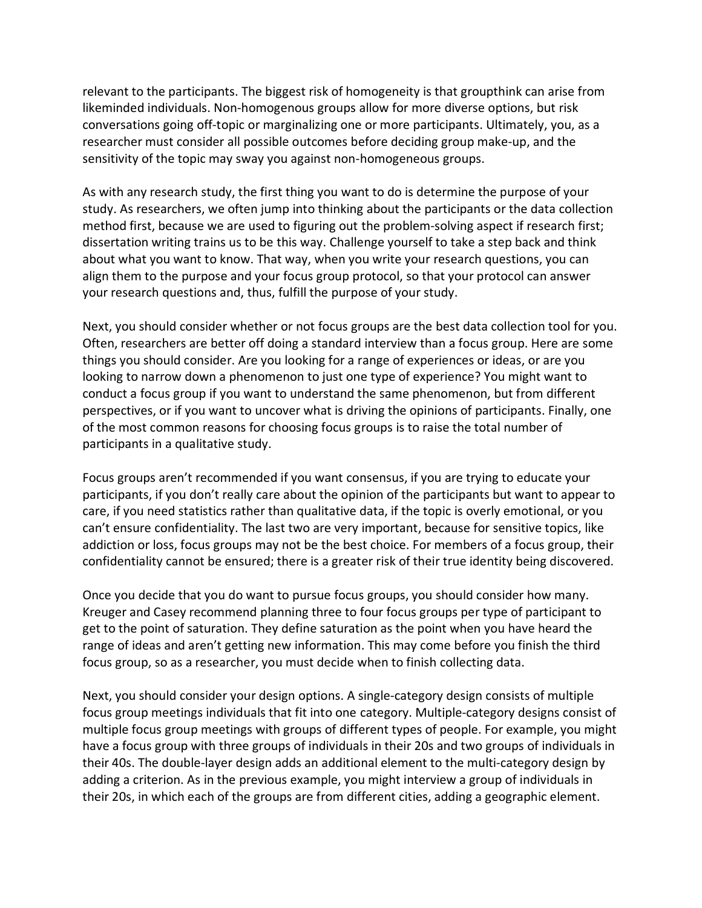relevant to the participants. The biggest risk of homogeneity is that groupthink can arise from likeminded individuals. Non-homogenous groups allow for more diverse options, but risk conversations going off-topic or marginalizing one or more participants. Ultimately, you, as a researcher must consider all possible outcomes before deciding group make-up, and the sensitivity of the topic may sway you against non-homogeneous groups.

As with any research study, the first thing you want to do is determine the purpose of your study. As researchers, we often jump into thinking about the participants or the data collection method first, because we are used to figuring out the problem-solving aspect if research first; dissertation writing trains us to be this way. Challenge yourself to take a step back and think about what you want to know. That way, when you write your research questions, you can align them to the purpose and your focus group protocol, so that your protocol can answer your research questions and, thus, fulfill the purpose of your study.

Next, you should consider whether or not focus groups are the best data collection tool for you. Often, researchers are better off doing a standard interview than a focus group. Here are some things you should consider. Are you looking for a range of experiences or ideas, or are you looking to narrow down a phenomenon to just one type of experience? You might want to conduct a focus group if you want to understand the same phenomenon, but from different perspectives, or if you want to uncover what is driving the opinions of participants. Finally, one of the most common reasons for choosing focus groups is to raise the total number of participants in a qualitative study.

Focus groups aren't recommended if you want consensus, if you are trying to educate your participants, if you don't really care about the opinion of the participants but want to appear to care, if you need statistics rather than qualitative data, if the topic is overly emotional, or you can't ensure confidentiality. The last two are very important, because for sensitive topics, like addiction or loss, focus groups may not be the best choice. For members of a focus group, their confidentiality cannot be ensured; there is a greater risk of their true identity being discovered.

Once you decide that you do want to pursue focus groups, you should consider how many. Kreuger and Casey recommend planning three to four focus groups per type of participant to get to the point of saturation. They define saturation as the point when you have heard the range of ideas and aren't getting new information. This may come before you finish the third focus group, so as a researcher, you must decide when to finish collecting data.

Next, you should consider your design options. A single-category design consists of multiple focus group meetings individuals that fit into one category. Multiple-category designs consist of multiple focus group meetings with groups of different types of people. For example, you might have a focus group with three groups of individuals in their 20s and two groups of individuals in their 40s. The double-layer design adds an additional element to the multi-category design by adding a criterion. As in the previous example, you might interview a group of individuals in their 20s, in which each of the groups are from different cities, adding a geographic element.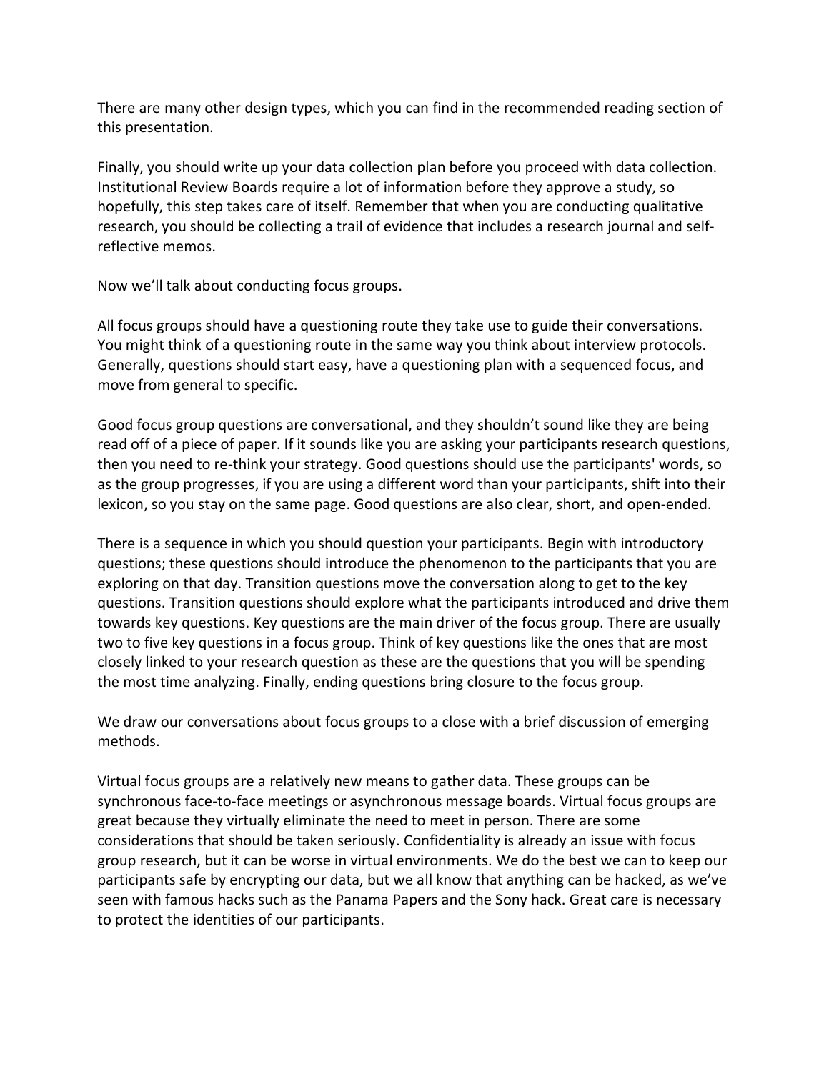There are many other design types, which you can find in the recommended reading section of this presentation.

Finally, you should write up your data collection plan before you proceed with data collection. Institutional Review Boards require a lot of information before they approve a study, so hopefully, this step takes care of itself. Remember that when you are conducting qualitative research, you should be collecting a trail of evidence that includes a research journal and self-reflective memos.

Now we'll talk about conducting focus groups.

All focus groups should have a questioning route they take use to guide their conversations. You might think of a questioning route in the same way you think about interview protocols. Generally, questions should start easy, have a questioning plan with a sequenced focus, and move from general to specific.

Good focus group questions are conversational, and they shouldn't sound like they are being read off of a piece of paper. If it sounds like you are asking your participants research questions, then you need to re-think your strategy. Good questions should use the participants' words, so as the group progresses, if you are using a different word than your participants, shift into their lexicon, so you stay on the same page. Good questions are also clear, short, and open-ended.

There is a sequence in which you should question your participants. Begin with introductory questions; these questions should introduce the phenomenon to the participants that you are exploring on that day. Transition questions move the conversation along to get to the key questions. Transition questions should explore what the participants introduced and drive them towards key questions. Key questions are the main driver of the focus group. There are usually two to five key questions in a focus group. Think of key questions like the ones that are most closely linked to your research question as these are the questions that you will be spending the most time analyzing. Finally, ending questions bring closure to the focus group.

We draw our conversations about focus groups to a close with a brief discussion of emerging methods.

Virtual focus groups are a relatively new means to gather data. These groups can be synchronous face-to-face meetings or asynchronous message boards. Virtual focus groups are great because they virtually eliminate the need to meet in person. There are some considerations that should be taken seriously. Confidentiality is already an issue with focus group research, but it can be worse in virtual environments. We do the best we can to keep our participants safe by encrypting our data, but we all know that anything can be hacked, as we've seen with famous hacks such as the Panama Papers and the Sony hack. Great care is necessary to protect the identities of our participants.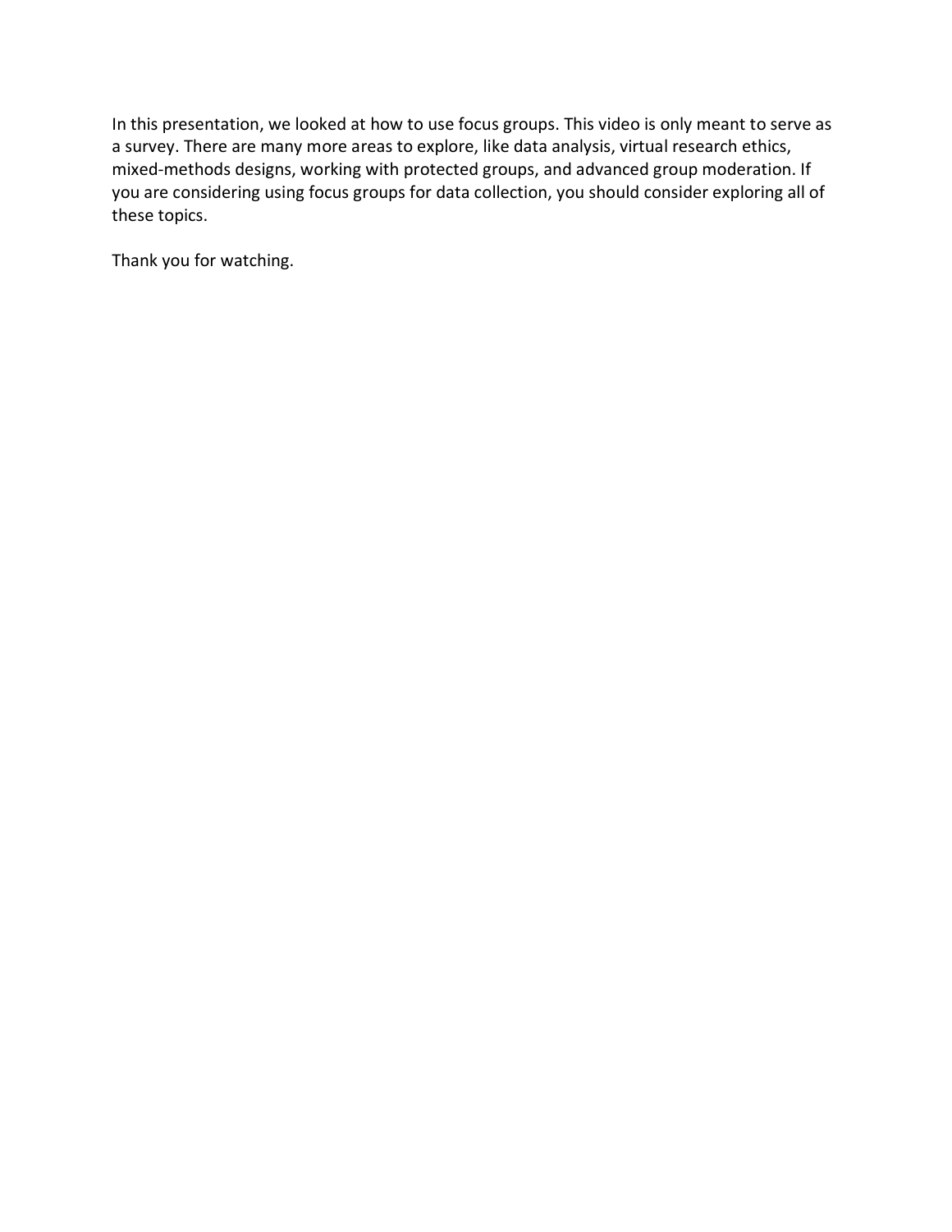In this presentation, we looked at how to use focus groups. This video is only meant to serve as a survey. There are many more areas to explore, like data analysis, virtual research ethics, mixed-methods designs, working with protected groups, and advanced group moderation. If you are considering using focus groups for data collection, you should consider exploring all of these topics.

Thank you for watching.